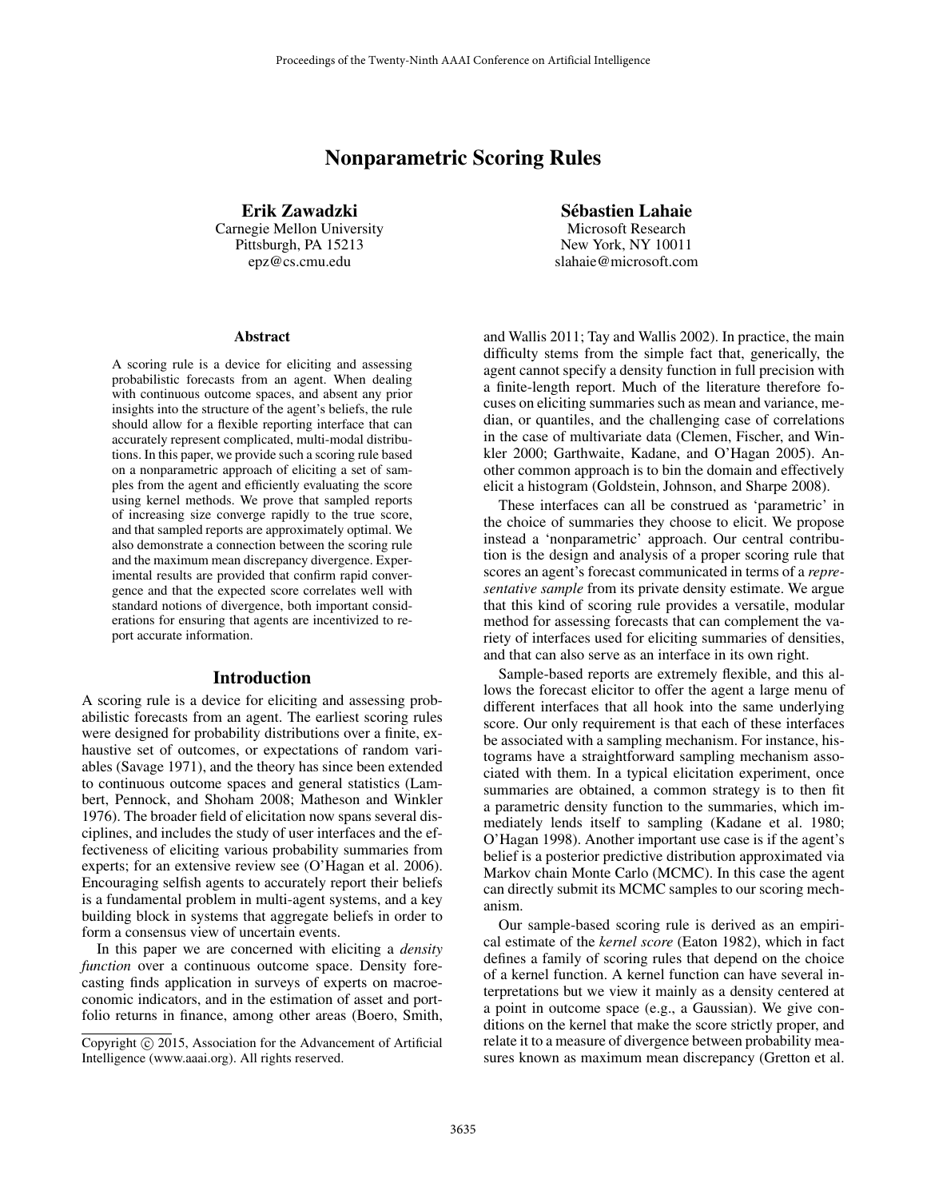# Nonparametric Scoring Rules

**Erik Zawadzki**
Carnegie Mellon University
Pittsburgh, PA 15213
epz@cs.cmu.edu

**Sébastien Lahaie**
Microsoft Research
New York, NY 10011
slahaie@microsoft.com

### Abstract

A scoring rule is a device for eliciting and assessing probabilistic forecasts from an agent. When dealing with continuous outcome spaces, and absent any prior insights into the structure of the agent's beliefs, the rule should allow for a flexible reporting interface that can accurately represent complicated, multi-modal distributions. In this paper, we provide such a scoring rule based on a nonparametric approach of eliciting a set of samples from the agent and efficiently evaluating the score using kernel methods. We prove that sampled reports of increasing size converge rapidly to the true score, and that sampled reports are approximately optimal. We also demonstrate a connection between the scoring rule and the maximum mean discrepancy divergence. Experimental results are provided that confirm rapid convergence and that the expected score correlates well with standard notions of divergence, both important considerations for ensuring that agents are incentivized to report accurate information.

## Introduction

A scoring rule is a device for eliciting and assessing probabilistic forecasts from an agent. The earliest scoring rules were designed for probability distributions over a finite, exhaustive set of outcomes, or expectations of random variables (Savage 1971), and the theory has since been extended to continuous outcome spaces and general statistics (Lambert, Pennock, and Shoham 2008; Matheson and Winkler 1976). The broader field of elicitation now spans several disciplines, and includes the study of user interfaces and the effectiveness of eliciting various probability summaries from experts; for an extensive review see (O'Hagan et al. 2006). Encouraging selfish agents to accurately report their beliefs is a fundamental problem in multi-agent systems, and a key building block in systems that aggregate beliefs in order to form a consensus view of uncertain events.

In this paper we are concerned with eliciting a *density function* over a continuous outcome space. Density forecasting finds application in surveys of experts on macroeconomic indicators, and in the estimation of asset and portfolio returns in finance, among other areas (Boero, Smith, and Wallis 2011; Tay and Wallis 2002). In practice, the main difficulty stems from the simple fact that, generically, the agent cannot specify a density function in full precision with a finite-length report. Much of the literature therefore focuses on eliciting summaries such as mean and variance, median, or quantiles, and the challenging case of correlations in the case of multivariate data (Clemen, Fischer, and Winkler 2000; Garthwaite, Kadane, and O'Hagan 2005). Another common approach is to bin the domain and effectively elicit a histogram (Goldstein, Johnson, and Sharpe 2008).

These interfaces can all be construed as 'parametric' in the choice of summaries they choose to elicit. We propose instead a 'nonparametric' approach. Our central contribution is the design and analysis of a proper scoring rule that scores an agent's forecast communicated in terms of a *representative sample* from its private density estimate. We argue that this kind of scoring rule provides a versatile, modular method for assessing forecasts that can complement the variety of interfaces used for eliciting summaries of densities, and that can also serve as an interface in its own right.

Sample-based reports are extremely flexible, and this allows the forecast elicitor to offer the agent a large menu of different interfaces that all hook into the same underlying score. Our only requirement is that each of these interfaces be associated with a sampling mechanism. For instance, histograms have a straightforward sampling mechanism associated with them. In a typical elicitation experiment, once summaries are obtained, a common strategy is to then fit a parametric density function to the summaries, which immediately lends itself to sampling (Kadane et al. 1980; O'Hagan 1998). Another important use case is if the agent's belief is a posterior predictive distribution approximated via Markov chain Monte Carlo (MCMC). In this case the agent can directly submit its MCMC samples to our scoring mechanism.

Our sample-based scoring rule is derived as an empirical estimate of the *kernel score* (Eaton 1982), which in fact defines a family of scoring rules that depend on the choice of a kernel function. A kernel function can have several interpretations but we view it mainly as a density centered at a point in outcome space (e.g., a Gaussian). We give conditions on the kernel that make the score strictly proper, and relate it to a measure of divergence between probability measures known as maximum mean discrepancy (Gretton et al.

Copyright © 2015, Association for the Advancement of Artificial Intelligence (www.aaai.org). All rights reserved.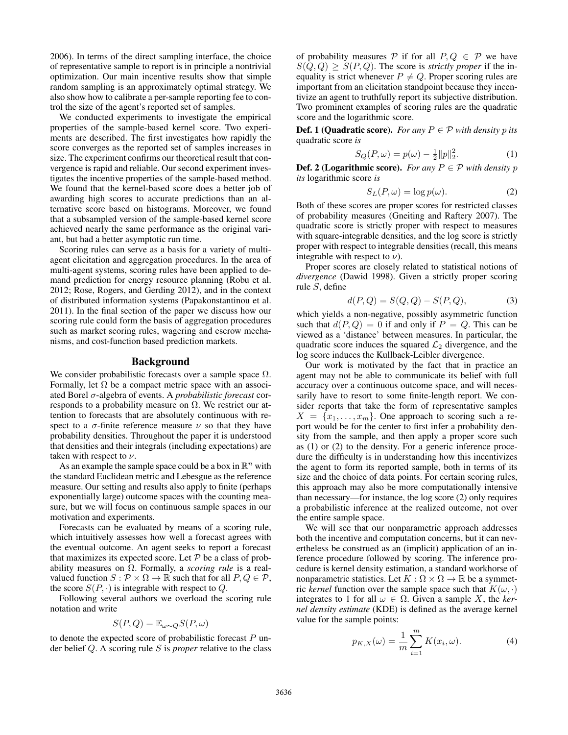2006). In terms of the direct sampling interface, the choice of representative sample to report is in principle a nontrivial optimization. Our main incentive results show that simple random sampling is an approximately optimal strategy. We also show how to calibrate a per-sample reporting fee to control the size of the agent's reported set of samples.

We conducted experiments to investigate the empirical properties of the sample-based kernel score. Two experiments are described. The first investigates how rapidly the score converges as the reported set of samples increases in size. The experiment confirms our theoretical result that convergence is rapid and reliable. Our second experiment investigates the incentive properties of the sample-based method. We found that the kernel-based score does a better job of awarding high scores to accurate predictions than an alternative score based on histograms. Moreover, we found that a subsampled version of the sample-based kernel score achieved nearly the same performance as the original variant, but had a better asymptotic run time.

Scoring rules can serve as a basis for a variety of multi-agent elicitation and aggregation procedures. In the area of multi-agent systems, scoring rules have been applied to demand prediction for energy resource planning (Robu et al. 2012; Rose, Rogers, and Gerding 2012), and in the context of distributed information systems (Papakonstantinou et al. 2011). In the final section of the paper we discuss how our scoring rule could form the basis of aggregation procedures such as market scoring rules, wagering and escrow mechanisms, and cost-function based prediction markets.

## Background

We consider probabilistic forecasts over a sample space $\Omega$. Formally, let $\Omega$ be a compact metric space with an associated Borel $\sigma$-algebra of events. A *probabilistic forecast* corresponds to a probability measure on $\Omega$. We restrict our attention to forecasts that are absolutely continuous with respect to a $\sigma$-finite reference measure $\nu$ so that they have probability densities. Throughout the paper it is understood that densities and their integrals (including expectations) are taken with respect to $\nu$.

As an example the sample space could be a box in $\mathbb{R}^n$ with the standard Euclidean metric and Lebesgue as the reference measure. Our setting and results also apply to finite (perhaps exponentially large) outcome spaces with the counting measure, but we will focus on continuous sample spaces in our motivation and experiments.

Forecasts can be evaluated by means of a scoring rule, which intuitively assesses how well a forecast agrees with the eventual outcome. An agent seeks to report a forecast that maximizes its expected score. Let $\mathcal{P}$ be a class of probability measures on $\Omega$. Formally, a *scoring rule* is a real-valued function $S : \mathcal{P} \times \Omega \to \mathbb{R}$ such that for all $P, Q \in \mathcal{P}$, the score $S(P, \cdot)$ is integrable with respect to $Q$.

Following several authors we overload the scoring rule notation and write

$$S(P, Q) = \mathbb{E}_{\omega \sim Q} S(P, \omega)$$

to denote the expected score of probabilistic forecast $P$ under belief $Q$. A scoring rule $S$ is *proper* relative to the class of probability measures $\mathcal{P}$ if for all $P, Q \in \mathcal{P}$ we have $S(Q, Q) \geq S(P, Q)$. The score is *strictly proper* if the inequality is strict whenever $P \neq Q$. Proper scoring rules are important from an elicitation standpoint because they incentivize an agent to truthfully report its subjective distribution. Two prominent examples of scoring rules are the quadratic score and the logarithmic score.

**Def. 1 (Quadratic score).** *For any $P \in \mathcal{P}$ with density $p$ its* quadratic score *is*

$$S_Q(P, \omega) = p(\omega) - \tfrac{1}{2}\|p\|_2^2. \tag{1}$$

**Def. 2 (Logarithmic score).** *For any $P \in \mathcal{P}$ with density $p$ its* logarithmic score *is*

$$S_L(P, \omega) = \log p(\omega). \tag{2}$$

Both of these scores are proper scores for restricted classes of probability measures (Gneiting and Raftery 2007). The quadratic score is strictly proper with respect to measures with square-integrable densities, and the log score is strictly proper with respect to integrable densities (recall, this means integrable with respect to $\nu$).

Proper scores are closely related to statistical notions of *divergence* (Dawid 1998). Given a strictly proper scoring rule $S$, define

$$d(P, Q) = S(Q, Q) - S(P, Q), \tag{3}$$

which yields a non-negative, possibly asymmetric function such that $d(P, Q) = 0$ if and only if $P = Q$. This can be viewed as a 'distance' between measures. In particular, the quadratic score induces the squared $\mathcal{L}_2$ divergence, and the log score induces the Kullback-Leibler divergence.

Our work is motivated by the fact that in practice an agent may not be able to communicate its belief with full accuracy over a continuous outcome space, and will necessarily have to resort to some finite-length report. We consider reports that take the form of representative samples $X = \{x_1, \ldots, x_m\}$. One approach to scoring such a report would be for the center to first infer a probability density from the sample, and then apply a proper score such as (1) or (2) to the density. For a generic inference procedure the difficulty is in understanding how this incentivizes the agent to form its reported sample, both in terms of its size and the choice of data points. For certain scoring rules, this approach may also be more computationally intensive than necessary—for instance, the log score (2) only requires a probabilistic inference at the realized outcome, not over the entire sample space.

We will see that our nonparametric approach addresses both the incentive and computation concerns, but it can nevertheless be construed as an (implicit) application of an inference procedure followed by scoring. The inference procedure is kernel density estimation, a standard workhorse of nonparametric statistics. Let $K : \Omega \times \Omega \to \mathbb{R}$ be a symmetric *kernel* function over the sample space such that $K(\omega, \cdot)$ integrates to 1 for all $\omega \in \Omega$. Given a sample $X$, the *kernel density estimate* (KDE) is defined as the average kernel value for the sample points:

$$p_{K,X}(\omega) = \frac{1}{m} \sum_{i=1}^{m} K(x_i, \omega). \tag{4}$$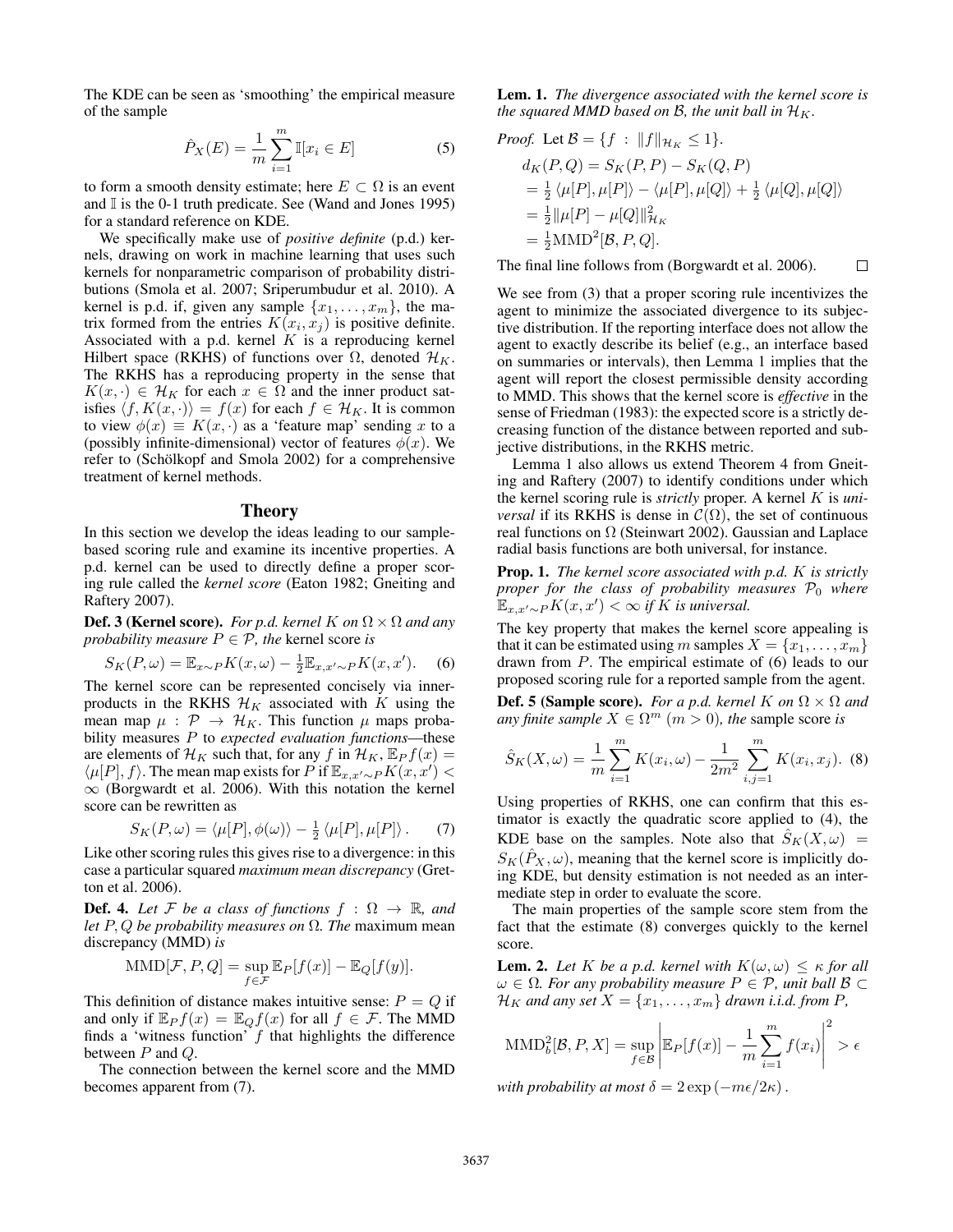The KDE can be seen as 'smoothing' the empirical measure of the sample

$$\hat{P}_X(E) = \frac{1}{m}\sum_{i=1}^{m} \mathbb{I}[x_i \in E] \tag{5}$$

to form a smooth density estimate; here $E \subset \Omega$ is an event and $\mathbb{I}$ is the 0-1 truth predicate. See (Wand and Jones 1995) for a standard reference on KDE.

We specifically make use of *positive definite* (p.d.) kernels, drawing on work in machine learning that uses such kernels for nonparametric comparison of probability distributions (Smola et al. 2007; Sriperumbudur et al. 2010). A kernel is p.d. if, given any sample $\{x_1, \ldots, x_m\}$, the matrix formed from the entries $K(x_i, x_j)$ is positive definite. Associated with a p.d. kernel $K$ is a reproducing kernel Hilbert space (RKHS) of functions over $\Omega$, denoted $\mathcal{H}_K$. The RKHS has a reproducing property in the sense that $K(x, \cdot) \in \mathcal{H}_K$ for each $x \in \Omega$ and the inner product satisfies $\langle f, K(x, \cdot)\rangle = f(x)$ for each $f \in \mathcal{H}_K$. It is common to view $\phi(x) \equiv K(x, \cdot)$ as a 'feature map' sending $x$ to a (possibly infinite-dimensional) vector of features $\phi(x)$. We refer to (Schölkopf and Smola 2002) for a comprehensive treatment of kernel methods.

## Theory

In this section we develop the ideas leading to our sample-based scoring rule and examine its incentive properties. A p.d. kernel can be used to directly define a proper scoring rule called the *kernel score* (Eaton 1982; Gneiting and Raftery 2007).

**Def. 3 (Kernel score).** *For p.d. kernel $K$ on $\Omega \times \Omega$ and any probability measure $P \in \mathcal{P}$, the* kernel score *is*

$$S_K(P, \omega) = \mathbb{E}_{x\sim P} K(x, \omega) - \tfrac{1}{2}\mathbb{E}_{x,x'\sim P} K(x, x'). \tag{6}$$

The kernel score can be represented concisely via inner-products in the RKHS $\mathcal{H}_K$ associated with $K$ using the mean map $\mu : \mathcal{P} \to \mathcal{H}_K$. This function $\mu$ maps probability measures $P$ to *expected evaluation functions*—these are elements of $\mathcal{H}_K$ such that, for any $f$ in $\mathcal{H}_K$, $\mathbb{E}_P f(x) = \langle \mu[P], f\rangle$. The mean map exists for $P$ if $\mathbb{E}_{x,x'\sim P} K(x, x') < \infty$ (Borgwardt et al. 2006). With this notation the kernel score can be rewritten as

$$S_K(P, \omega) = \langle \mu[P], \phi(\omega)\rangle - \tfrac{1}{2}\langle \mu[P], \mu[P]\rangle. \tag{7}$$

Like other scoring rules this gives rise to a divergence: in this case a particular squared *maximum mean discrepancy* (Gretton et al. 2006).

**Def. 4.** *Let $\mathcal{F}$ be a class of functions $f : \Omega \to \mathbb{R}$, and let $P, Q$ be probability measures on $\Omega$. The* maximum mean discrepancy (MMD) *is*

$$\mathrm{MMD}[\mathcal{F}, P, Q] = \sup_{f\in\mathcal{F}} \mathbb{E}_P[f(x)] - \mathbb{E}_Q[f(y)].$$

This definition of distance makes intuitive sense: $P = Q$ if and only if $\mathbb{E}_P f(x) = \mathbb{E}_Q f(x)$ for all $f \in \mathcal{F}$. The MMD finds a 'witness function' $f$ that highlights the difference between $P$ and $Q$.

The connection between the kernel score and the MMD becomes apparent from (7).

**Lem. 1.** *The divergence associated with the kernel score is the squared MMD based on $\mathcal{B}$, the unit ball in $\mathcal{H}_K$.*

*Proof.* Let $\mathcal{B} = \{f : \|f\|_{\mathcal{H}_K} \leq 1\}$.

$$\begin{aligned}
d_K(P, Q) &= S_K(P, P) - S_K(Q, P) \\
&= \tfrac{1}{2}\langle \mu[P], \mu[P]\rangle - \langle \mu[P], \mu[Q]\rangle + \tfrac{1}{2}\langle \mu[Q], \mu[Q]\rangle \\
&= \tfrac{1}{2}\|\mu[P] - \mu[Q]\|^2_{\mathcal{H}_K} \\
&= \tfrac{1}{2}\mathrm{MMD}^2[\mathcal{B}, P, Q].
\end{aligned}$$

The final line follows from (Borgwardt et al. 2006). □

We see from (3) that a proper scoring rule incentivizes the agent to minimize the associated divergence to its subjective distribution. If the reporting interface does not allow the agent to exactly describe its belief (e.g., an interface based on summaries or intervals), then Lemma 1 implies that the agent will report the closest permissible density according to MMD. This shows that the kernel score is *effective* in the sense of Friedman (1983): the expected score is a strictly decreasing function of the distance between reported and subjective distributions, in the RKHS metric.

Lemma 1 also allows us extend Theorem 4 from Gneiting and Raftery (2007) to identify conditions under which the kernel scoring rule is *strictly* proper. A kernel $K$ is *universal* if its RKHS is dense in $\mathcal{C}(\Omega)$, the set of continuous real functions on $\Omega$ (Steinwart 2002). Gaussian and Laplace radial basis functions are both universal, for instance.

**Prop. 1.** *The kernel score associated with p.d. $K$ is strictly proper for the class of probability measures $\mathcal{P}_0$ where $\mathbb{E}_{x,x'\sim P} K(x, x') < \infty$ if $K$ is universal.*

The key property that makes the kernel score appealing is that it can be estimated using $m$ samples $X = \{x_1, \ldots, x_m\}$ drawn from $P$. The empirical estimate of (6) leads to our proposed scoring rule for a reported sample from the agent.

**Def. 5 (Sample score).** *For a p.d. kernel $K$ on $\Omega \times \Omega$ and any finite sample $X \in \Omega^m$ ($m > 0$), the* sample score *is*

$$\hat{S}_K(X, \omega) = \frac{1}{m}\sum_{i=1}^{m} K(x_i, \omega) - \frac{1}{2m^2}\sum_{i,j=1}^{m} K(x_i, x_j). \tag{8}$$

Using properties of RKHS, one can confirm that this estimator is exactly the quadratic score applied to (4), the KDE base on the samples. Note also that $\hat{S}_K(X, \omega) = S_K(\hat{P}_X, \omega)$, meaning that the kernel score is implicitly doing KDE, but density estimation is not needed as an intermediate step in order to evaluate the score.

The main properties of the sample score stem from the fact that the estimate (8) converges quickly to the kernel score.

**Lem. 2.** *Let $K$ be a p.d. kernel with $K(\omega, \omega) \leq \kappa$ for all $\omega \in \Omega$. For any probability measure $P \in \mathcal{P}$, unit ball $\mathcal{B} \subset \mathcal{H}_K$ and any set $X = \{x_1, \ldots, x_m\}$ drawn i.i.d. from $P$,*

$$\mathrm{MMD}_b^2[\mathcal{B}, P, X] = \sup_{f\in\mathcal{B}} \left| \mathbb{E}_P[f(x)] - \frac{1}{m}\sum_{i=1}^{m} f(x_i) \right|^2 > \epsilon$$

*with probability at most $\delta = 2\exp(-m\epsilon/2\kappa)$.*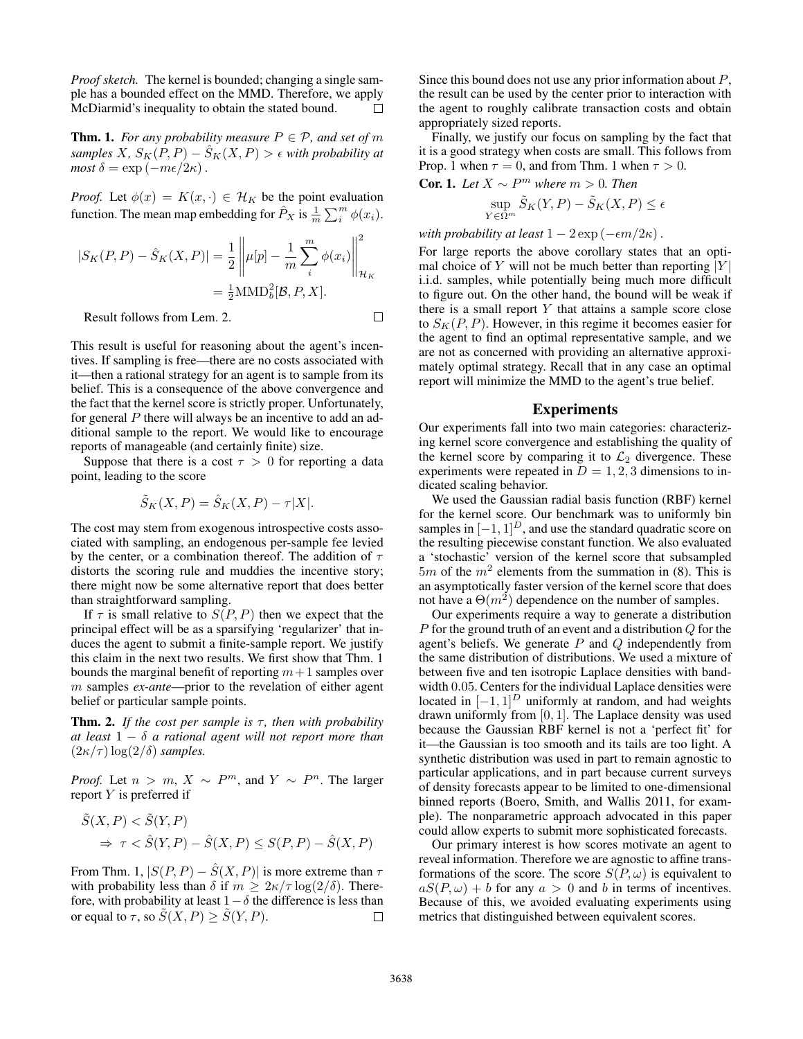*Proof sketch.* The kernel is bounded; changing a single sample has a bounded effect on the MMD. Therefore, we apply McDiarmid's inequality to obtain the stated bound. □

**Thm. 1.** *For any probability measure $P \in \mathcal{P}$, and set of $m$ samples $X$, $S_K(P,P) - \hat{S}_K(X,P) > \epsilon$ with probability at most $\delta = \exp(-m\epsilon/2\kappa)$.*

*Proof.* Let $\phi(x) = K(x, \cdot) \in \mathcal{H}_K$ be the point evaluation function. The mean map embedding for $\hat{P}_X$ is $\frac{1}{m}\sum_i^m \phi(x_i)$.

$$|S_K(P,P) - \hat{S}_K(X,P)| = \frac{1}{2}\left\| \mu[p] - \frac{1}{m}\sum_i^m \phi(x_i) \right\|^2_{\mathcal{H}_K} = \tfrac{1}{2}\mathrm{MMD}_b^2[\mathcal{B}, P, X].$$

Result follows from Lem. 2. □

This result is useful for reasoning about the agent's incentives. If sampling is free—there are no costs associated with it—then a rational strategy for an agent is to sample from its belief. This is a consequence of the above convergence and the fact that the kernel score is strictly proper. Unfortunately, for general $P$ there will always be an incentive to add an additional sample to the report. We would like to encourage reports of manageable (and certainly finite) size.

Suppose that there is a cost $\tau > 0$ for reporting a data point, leading to the score

$$\tilde{S}_K(X,P) = \hat{S}_K(X,P) - \tau|X|.$$

The cost may stem from exogenous introspective costs associated with sampling, an endogenous per-sample fee levied by the center, or a combination thereof. The addition of $\tau$ distorts the scoring rule and muddies the incentive story; there might now be some alternative report that does better than straightforward sampling.

If $\tau$ is small relative to $S(P,P)$ then we expect that the principal effect will be as a sparsifying 'regularizer' that induces the agent to submit a finite-sample report. We justify this claim in the next two results. We first show that Thm. 1 bounds the marginal benefit of reporting $m+1$ samples over $m$ samples *ex-ante*—prior to the revelation of either agent belief or particular sample points.

**Thm. 2.** *If the cost per sample is $\tau$, then with probability at least $1-\delta$ a rational agent will not report more than $(2\kappa/\tau)\log(2/\delta)$ samples.*

*Proof.* Let $n > m$, $X \sim P^m$, and $Y \sim P^n$. The larger report $Y$ is preferred if

$$\tilde{S}(X,P) < \tilde{S}(Y,P)$$
$$\Rightarrow \tau < \hat{S}(Y,P) - \hat{S}(X,P) \leq S(P,P) - \hat{S}(X,P)$$

From Thm. 1, $|S(P,P) - \hat{S}(X,P)|$ is more extreme than $\tau$ with probability less than $\delta$ if $m \geq 2\kappa/\tau \log(2/\delta)$. Therefore, with probability at least $1-\delta$ the difference is less than or equal to $\tau$, so $\tilde{S}(X,P) \geq \tilde{S}(Y,P)$. □

Since this bound does not use any prior information about $P$, the result can be used by the center prior to interaction with the agent to roughly calibrate transaction costs and obtain appropriately sized reports.

Finally, we justify our focus on sampling by the fact that it is a good strategy when costs are small. This follows from Prop. 1 when $\tau = 0$, and from Thm. 1 when $\tau > 0$.

**Cor. 1.** *Let $X \sim P^m$ where $m > 0$. Then*

$$\sup_{Y \in \Omega^m} \tilde{S}_K(Y,P) - \tilde{S}_K(X,P) \leq \epsilon$$

*with probability at least $1 - 2\exp(-\epsilon m/2\kappa)$.*

For large reports the above corollary states that an optimal choice of $Y$ will not be much better than reporting $|Y|$ i.i.d. samples, while potentially being much more difficult to figure out. On the other hand, the bound will be weak if there is a small report $Y$ that attains a sample score close to $S_K(P,P)$. However, in this regime it becomes easier for the agent to find an optimal representative sample, and we are not as concerned with providing an alternative approximately optimal strategy. Recall that in any case an optimal report will minimize the MMD to the agent's true belief.

## Experiments

Our experiments fall into two main categories: characterizing kernel score convergence and establishing the quality of the kernel score by comparing it to $\mathcal{L}_2$ divergence. These experiments were repeated in $D = 1, 2, 3$ dimensions to indicated scaling behavior.

We used the Gaussian radial basis function (RBF) kernel for the kernel score. Our benchmark was to uniformly bin samples in $[-1,1]^D$, and use the standard quadratic score on the resulting piecewise constant function. We also evaluated a 'stochastic' version of the kernel score that subsampled $5m$ of the $m^2$ elements from the summation in (8). This is an asymptotically faster version of the kernel score that does not have a $\Theta(m^2)$ dependence on the number of samples.

Our experiments require a way to generate a distribution $P$ for the ground truth of an event and a distribution $Q$ for the agent's beliefs. We generate $P$ and $Q$ independently from the same distribution of distributions. We used a mixture of between five and ten isotropic Laplace densities with bandwidth $0.05$. Centers for the individual Laplace densities were located in $[-1,1]^D$ uniformly at random, and had weights drawn uniformly from $[0,1]$. The Laplace density was used because the Gaussian RBF kernel is not a 'perfect fit' for it—the Gaussian is too smooth and its tails are too light. A synthetic distribution was used in part to remain agnostic to particular applications, and in part because current surveys of density forecasts appear to be limited to one-dimensional binned reports (Boero, Smith, and Wallis 2011, for example). The nonparametric approach advocated in this paper could allow experts to submit more sophisticated forecasts.

Our primary interest is how scores motivate an agent to reveal information. Therefore we are agnostic to affine transformations of the score. The score $S(P,\omega)$ is equivalent to $aS(P,\omega) + b$ for any $a > 0$ and $b$ in terms of incentives. Because of this, we avoided evaluating experiments using metrics that distinguished between equivalent scores.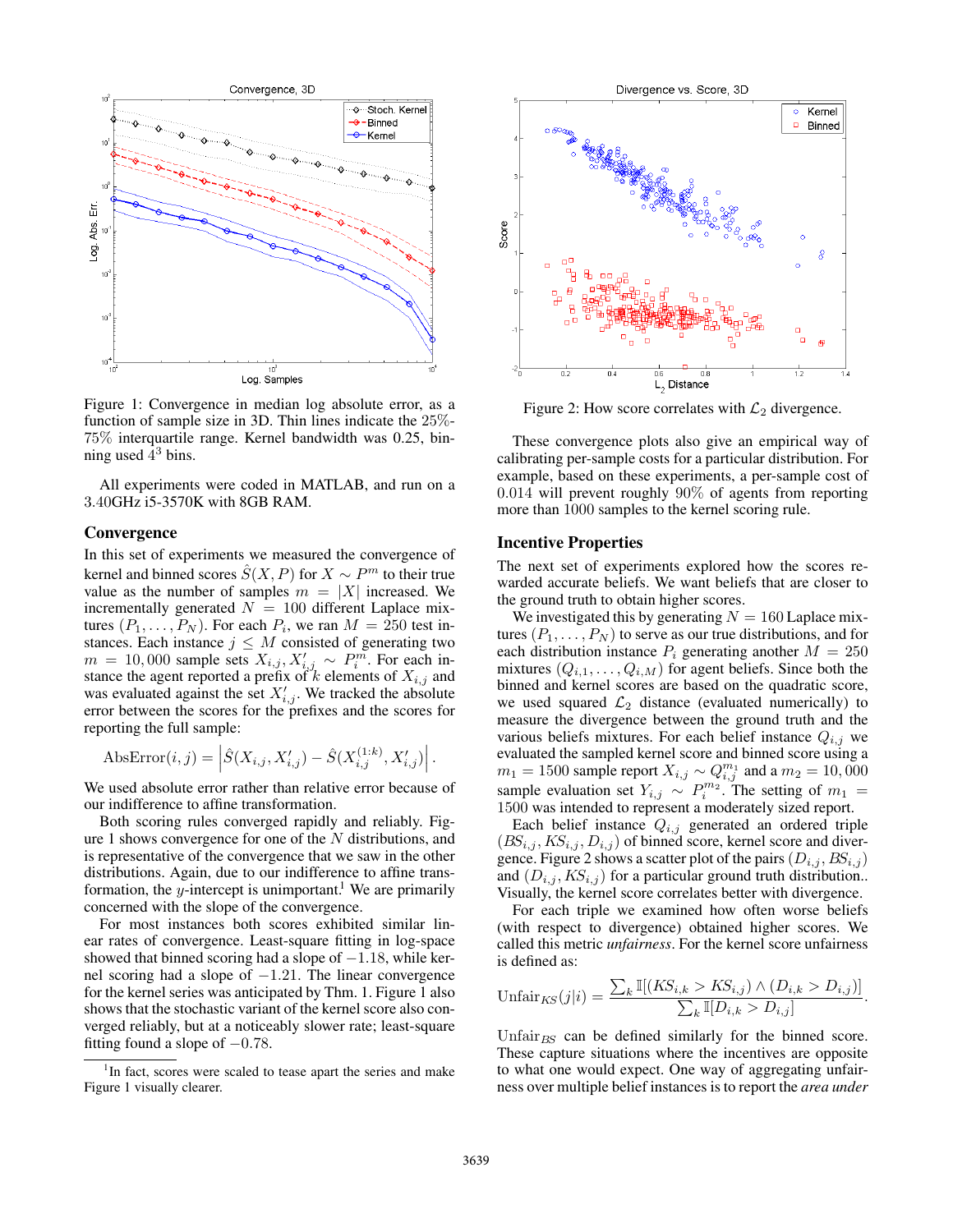Figure 1: Convergence in median log absolute error, as a function of sample size in 3D. Thin lines indicate the 25%-75% interquartile range. Kernel bandwidth was 0.25, binning used $4^3$ bins.

All experiments were coded in MATLAB, and run on a 3.40GHz i5-3570K with 8GB RAM.

## Convergence

In this set of experiments we measured the convergence of kernel and binned scores $\hat{S}(X, P)$ for $X \sim P^m$ to their true value as the number of samples $m = |X|$ increased. We incrementally generated $N = 100$ different Laplace mixtures $(P_1, \ldots, P_N)$. For each $P_i$, we ran $M = 250$ test instances. Each instance $j \leq M$ consisted of generating two $m = 10,000$ sample sets $X_{i,j}, X'_{i,j} \sim P_i^m$. For each instance the agent reported a prefix of $k$ elements of $X_{i,j}$ and was evaluated against the set $X'_{i,j}$. We tracked the absolute error between the scores for the prefixes and the scores for reporting the full sample:

$$\text{AbsError}(i, j) = \left| \hat{S}(X_{i,j}, X'_{i,j}) - \hat{S}(X_{i,j}^{(1:k)}, X'_{i,j}) \right|.$$

We used absolute error rather than relative error because of our indifference to affine transformation.

Both scoring rules converged rapidly and reliably. Figure 1 shows convergence for one of the $N$ distributions, and is representative of the convergence that we saw in the other distributions. Again, due to our indifference to affine transformation, the $y$-intercept is unimportant.[1] We are primarily concerned with the slope of the convergence.

For most instances both scores exhibited similar linear rates of convergence. Least-square fitting in log-space showed that binned scoring had a slope of $-1.18$, while kernel scoring had a slope of $-1.21$. The linear convergence for the kernel series was anticipated by Thm. 1. Figure 1 also shows that the stochastic variant of the kernel score also converged reliably, but at a noticeably slower rate; least-square fitting found a slope of $-0.78$.

[1] In fact, scores were scaled to tease apart the series and make Figure 1 visually clearer.

Figure 2: How score correlates with $\mathcal{L}_2$ divergence.

These convergence plots also give an empirical way of calibrating per-sample costs for a particular distribution. For example, based on these experiments, a per-sample cost of 0.014 will prevent roughly 90% of agents from reporting more than 1000 samples to the kernel scoring rule.

## Incentive Properties

The next set of experiments explored how the scores rewarded accurate beliefs. We want beliefs that are closer to the ground truth to obtain higher scores.

We investigated this by generating $N = 160$ Laplace mixtures $(P_1, \ldots, P_N)$ to serve as our true distributions, and for each distribution instance $P_i$ generating another $M = 250$ mixtures $(Q_{i,1}, \ldots, Q_{i,M})$ for agent beliefs. Since both the binned and kernel scores are based on the quadratic score, we used squared $\mathcal{L}_2$ distance (evaluated numerically) to measure the divergence between the ground truth and the various beliefs mixtures. For each belief instance $Q_{i,j}$ we evaluated the sampled kernel score and binned score using a $m_1 = 1500$ sample report $X_{i,j} \sim Q_{i,j}^{m_1}$ and a $m_2 = 10,000$ sample evaluation set $Y_{i,j} \sim P_i^{m_2}$. The setting of $m_1 = 1500$ was intended to represent a moderately sized report.

Each belief instance $Q_{i,j}$ generated an ordered triple $(BS_{i,j}, KS_{i,j}, D_{i,j})$ of binned score, kernel score and divergence. Figure 2 shows a scatter plot of the pairs $(D_{i,j}, BS_{i,j})$ and $(D_{i,j}, KS_{i,j})$ for a particular ground truth distribution.. Visually, the kernel score correlates better with divergence.

For each triple we examined how often worse beliefs (with respect to divergence) obtained higher scores. We called this metric *unfairness*. For the kernel score unfairness is defined as:

$$\text{Unfair}_{KS}(j|i) = \frac{\sum_k \mathbb{I}[(KS_{i,k} > KS_{i,j}) \wedge (D_{i,k} > D_{i,j})]}{\sum_k \mathbb{I}[D_{i,k} > D_{i,j}]}.$$

$\text{Unfair}_{BS}$ can be defined similarly for the binned score. These capture situations where the incentives are opposite to what one would expect. One way of aggregating unfairness over multiple belief instances is to report the *area under*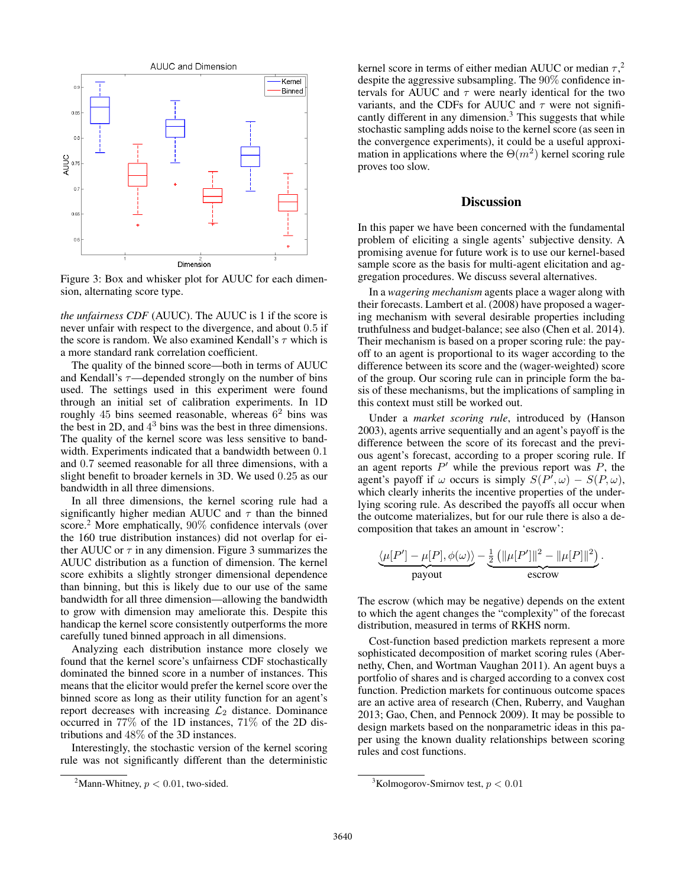Figure 3: Box and whisker plot for AUUC for each dimension, alternating score type.

*the unfairness CDF* (AUUC). The AUUC is 1 if the score is never unfair with respect to the divergence, and about 0.5 if the score is random. We also examined Kendall's $\tau$ which is a more standard rank correlation coefficient.

The quality of the binned score—both in terms of AUUC and Kendall's $\tau$—depended strongly on the number of bins used. The settings used in this experiment were found through an initial set of calibration experiments. In 1D roughly 45 bins seemed reasonable, whereas $6^2$ bins was the best in 2D, and $4^3$ bins was the best in three dimensions. The quality of the kernel score was less sensitive to bandwidth. Experiments indicated that a bandwidth between 0.1 and 0.7 seemed reasonable for all three dimensions, with a slight benefit to broader kernels in 3D. We used 0.25 as our bandwidth in all three dimensions.

In all three dimensions, the kernel scoring rule had a significantly higher median AUUC and $\tau$ than the binned score.[2] More emphatically, 90% confidence intervals (over the 160 true distribution instances) did not overlap for either AUUC or $\tau$ in any dimension. Figure 3 summarizes the AUUC distribution as a function of dimension. The kernel score exhibits a slightly stronger dimensional dependence than binning, but this is likely due to our use of the same bandwidth for all three dimension—allowing the bandwidth to grow with dimension may ameliorate this. Despite this handicap the kernel score consistently outperforms the more carefully tuned binned approach in all dimensions.

Analyzing each distribution instance more closely we found that the kernel score's unfairness CDF stochastically dominated the binned score in a number of instances. This means that the elicitor would prefer the kernel score over the binned score as their utility function for an agent's report decreases with increasing $\mathcal{L}_2$ distance. Dominance occurred in 77% of the 1D instances, 71% of the 2D distributions and 48% of the 3D instances.

Interestingly, the stochastic version of the kernel scoring rule was not significantly different than the deterministic kernel score in terms of either median AUUC or median $\tau$,[2] despite the aggressive subsampling. The 90% confidence intervals for AUUC and $\tau$ were nearly identical for the two variants, and the CDFs for AUUC and $\tau$ were not significantly different in any dimension.[3] This suggests that while stochastic sampling adds noise to the kernel score (as seen in the convergence experiments), it could be a useful approximation in applications where the $\Theta(m^2)$ kernel scoring rule proves too slow.

[2] Mann-Whitney, $p < 0.01$, two-sided.

[3] Kolmogorov-Smirnov test, $p < 0.01$

## Discussion

In this paper we have been concerned with the fundamental problem of eliciting a single agents' subjective density. A promising avenue for future work is to use our kernel-based sample score as the basis for multi-agent elicitation and aggregation procedures. We discuss several alternatives.

In a *wagering mechanism* agents place a wager along with their forecasts. Lambert et al. (2008) have proposed a wagering mechanism with several desirable properties including truthfulness and budget-balance; see also (Chen et al. 2014). Their mechanism is based on a proper scoring rule: the payoff to an agent is proportional to its wager according to the difference between its score and the (wager-weighted) score of the group. Our scoring rule can in principle form the basis of these mechanisms, but the implications of sampling in this context must still be worked out.

Under a *market scoring rule*, introduced by (Hanson 2003), agents arrive sequentially and an agent's payoff is the difference between the score of its forecast and the previous agent's forecast, according to a proper scoring rule. If an agent reports $P'$ while the previous report was $P$, the agent's payoff if $\omega$ occurs is simply $S(P', \omega) - S(P, \omega)$, which clearly inherits the incentive properties of the underlying scoring rule. As described the payoffs all occur when the outcome materializes, but for our rule there is also a decomposition that takes an amount in 'escrow':

$$\underbrace{\langle \mu[P'] - \mu[P], \phi(\omega) \rangle}_{\text{payout}} - \underbrace{\tfrac{1}{2}\left( \|\mu[P']\|^2 - \|\mu[P]\|^2 \right)}_{\text{escrow}}.$$

The escrow (which may be negative) depends on the extent to which the agent changes the "complexity" of the forecast distribution, measured in terms of RKHS norm.

Cost-function based prediction markets represent a more sophisticated decomposition of market scoring rules (Abernethy, Chen, and Wortman Vaughan 2011). An agent buys a portfolio of shares and is charged according to a convex cost function. Prediction markets for continuous outcome spaces are an active area of research (Chen, Ruberry, and Vaughan 2013; Gao, Chen, and Pennock 2009). It may be possible to design markets based on the nonparametric ideas in this paper using the known duality relationships between scoring rules and cost functions.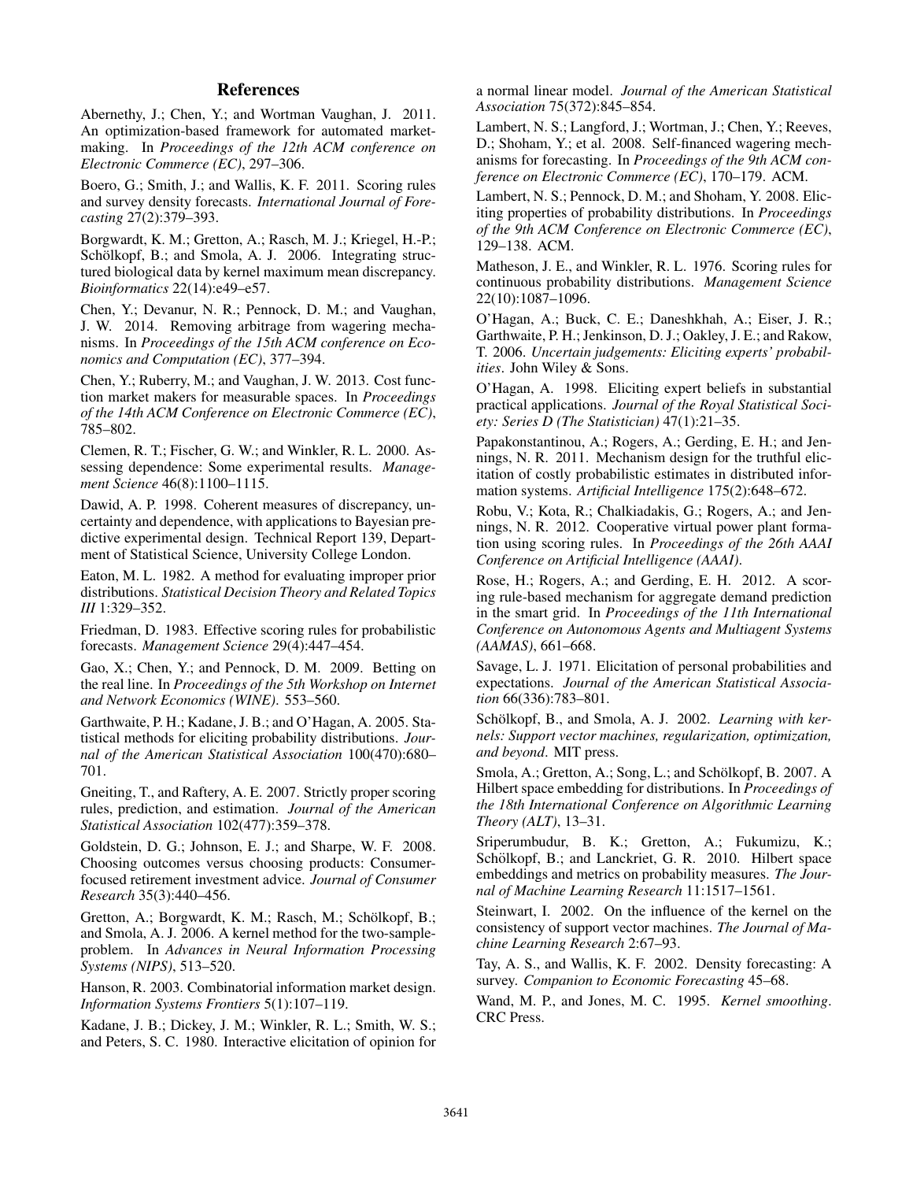## References

Abernethy, J.; Chen, Y.; and Wortman Vaughan, J. 2011. An optimization-based framework for automated market-making. In *Proceedings of the 12th ACM conference on Electronic Commerce (EC)*, 297–306.

Boero, G.; Smith, J.; and Wallis, K. F. 2011. Scoring rules and survey density forecasts. *International Journal of Forecasting* 27(2):379–393.

Borgwardt, K. M.; Gretton, A.; Rasch, M. J.; Kriegel, H.-P.; Schölkopf, B.; and Smola, A. J. 2006. Integrating structured biological data by kernel maximum mean discrepancy. *Bioinformatics* 22(14):e49–e57.

Chen, Y.; Devanur, N. R.; Pennock, D. M.; and Vaughan, J. W. 2014. Removing arbitrage from wagering mechanisms. In *Proceedings of the 15th ACM conference on Economics and Computation (EC)*, 377–394.

Chen, Y.; Ruberry, M.; and Vaughan, J. W. 2013. Cost function market makers for measurable spaces. In *Proceedings of the 14th ACM Conference on Electronic Commerce (EC)*, 785–802.

Clemen, R. T.; Fischer, G. W.; and Winkler, R. L. 2000. Assessing dependence: Some experimental results. *Management Science* 46(8):1100–1115.

Dawid, A. P. 1998. Coherent measures of discrepancy, uncertainty and dependence, with applications to Bayesian predictive experimental design. Technical Report 139, Department of Statistical Science, University College London.

Eaton, M. L. 1982. A method for evaluating improper prior distributions. *Statistical Decision Theory and Related Topics III* 1:329–352.

Friedman, D. 1983. Effective scoring rules for probabilistic forecasts. *Management Science* 29(4):447–454.

Gao, X.; Chen, Y.; and Pennock, D. M. 2009. Betting on the real line. In *Proceedings of the 5th Workshop on Internet and Network Economics (WINE)*. 553–560.

Garthwaite, P. H.; Kadane, J. B.; and O'Hagan, A. 2005. Statistical methods for eliciting probability distributions. *Journal of the American Statistical Association* 100(470):680–701.

Gneiting, T., and Raftery, A. E. 2007. Strictly proper scoring rules, prediction, and estimation. *Journal of the American Statistical Association* 102(477):359–378.

Goldstein, D. G.; Johnson, E. J.; and Sharpe, W. F. 2008. Choosing outcomes versus choosing products: Consumer-focused retirement investment advice. *Journal of Consumer Research* 35(3):440–456.

Gretton, A.; Borgwardt, K. M.; Rasch, M.; Schölkopf, B.; and Smola, A. J. 2006. A kernel method for the two-sample-problem. In *Advances in Neural Information Processing Systems (NIPS)*, 513–520.

Hanson, R. 2003. Combinatorial information market design. *Information Systems Frontiers* 5(1):107–119.

Kadane, J. B.; Dickey, J. M.; Winkler, R. L.; Smith, W. S.; and Peters, S. C. 1980. Interactive elicitation of opinion for a normal linear model. *Journal of the American Statistical Association* 75(372):845–854.

Lambert, N. S.; Langford, J.; Wortman, J.; Chen, Y.; Reeves, D.; Shoham, Y.; et al. 2008. Self-financed wagering mechanisms for forecasting. In *Proceedings of the 9th ACM Conference on Electronic Commerce (EC)*, 170–179. ACM.

Lambert, N. S.; Pennock, D. M.; and Shoham, Y. 2008. Eliciting properties of probability distributions. In *Proceedings of the 9th ACM Conference on Electronic Commerce (EC)*, 129–138. ACM.

Matheson, J. E., and Winkler, R. L. 1976. Scoring rules for continuous probability distributions. *Management Science* 22(10):1087–1096.

O'Hagan, A.; Buck, C. E.; Daneshkhah, A.; Eiser, J. R.; Garthwaite, P. H.; Jenkinson, D. J.; Oakley, J. E.; and Rakow, T. 2006. *Uncertain judgements: Eliciting experts' probabilities*. John Wiley & Sons.

O'Hagan, A. 1998. Eliciting expert beliefs in substantial practical applications. *Journal of the Royal Statistical Society: Series D (The Statistician)* 47(1):21–35.

Papakonstantinou, A.; Rogers, A.; Gerding, E. H.; and Jennings, N. R. 2011. Mechanism design for the truthful elicitation of costly probabilistic estimates in distributed information systems. *Artificial Intelligence* 175(2):648–672.

Robu, V.; Kota, R.; Chalkiadakis, G.; Rogers, A.; and Jennings, N. R. 2012. Cooperative virtual power plant formation using scoring rules. In *Proceedings of the 26th AAAI Conference on Artificial Intelligence (AAAI)*.

Rose, H.; Rogers, A.; and Gerding, E. H. 2012. A scoring rule-based mechanism for aggregate demand prediction in the smart grid. In *Proceedings of the 11th International Conference on Autonomous Agents and Multiagent Systems (AAMAS)*, 661–668.

Savage, L. J. 1971. Elicitation of personal probabilities and expectations. *Journal of the American Statistical Association* 66(336):783–801.

Schölkopf, B., and Smola, A. J. 2002. *Learning with kernels: Support vector machines, regularization, optimization, and beyond*. MIT press.

Smola, A.; Gretton, A.; Song, L.; and Schölkopf, B. 2007. A Hilbert space embedding for distributions. In *Proceedings of the 18th International Conference on Algorithmic Learning Theory (ALT)*, 13–31.

Sriperumbudur, B. K.; Gretton, A.; Fukumizu, K.; Schölkopf, B.; and Lanckriet, G. R. 2010. Hilbert space embeddings and metrics on probability measures. *The Journal of Machine Learning Research* 11:1517–1561.

Steinwart, I. 2002. On the influence of the kernel on the consistency of support vector machines. *The Journal of Machine Learning Research* 2:67–93.

Tay, A. S., and Wallis, K. F. 2002. Density forecasting: A survey. *Companion to Economic Forecasting* 45–68.

Wand, M. P., and Jones, M. C. 1995. *Kernel smoothing*. CRC Press.